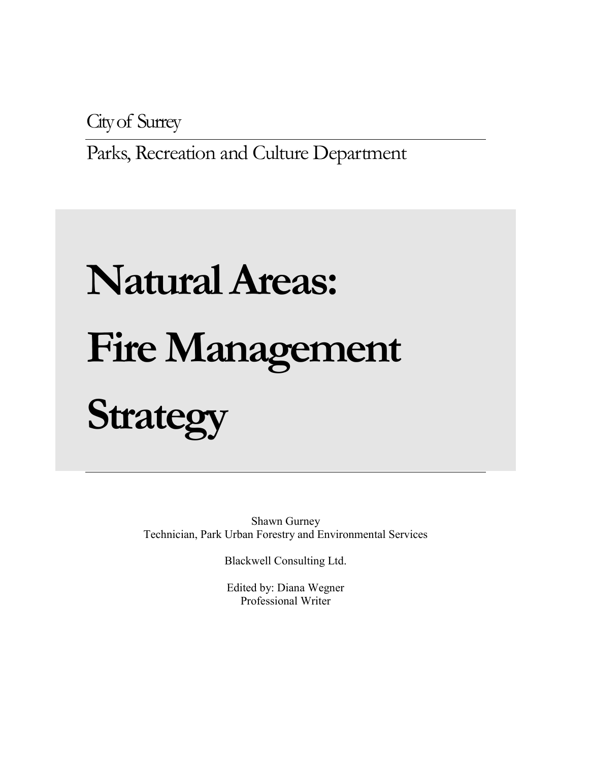City of Surrey

Parks, Recreation and Culture Department

# Natural Areas: Fire Management Strategy

Shawn Gurney
Technician, Park Urban Forestry and Environmental Services

Blackwell Consulting Ltd.

Edited by: Diana Wegner
Professional Writer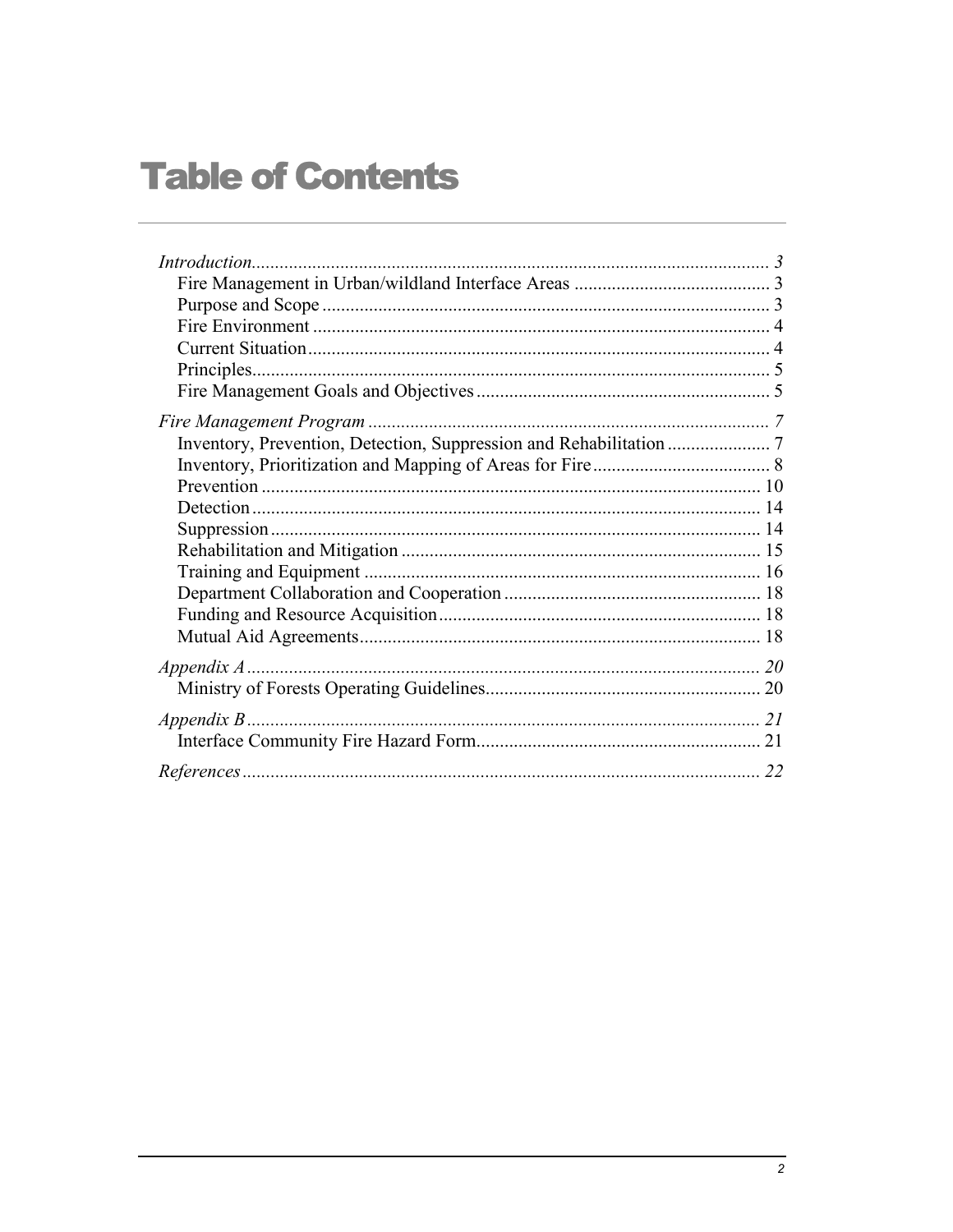# Table of Contents

*Introduction* ........ *3*
- Fire Management in Urban/wildland Interface Areas ........ 3
- Purpose and Scope ........ 3
- Fire Environment ........ 4
- Current Situation ........ 4
- Principles ........ 5
- Fire Management Goals and Objectives ........ 5

*Fire Management Program* ........ *7*
- Inventory, Prevention, Detection, Suppression and Rehabilitation ........ 7
- Inventory, Prioritization and Mapping of Areas for Fire ........ 8
- Prevention ........ 10
- Detection ........ 14
- Suppression ........ 14
- Rehabilitation and Mitigation ........ 15
- Training and Equipment ........ 16
- Department Collaboration and Cooperation ........ 18
- Funding and Resource Acquisition ........ 18
- Mutual Aid Agreements ........ 18

*Appendix A* ........ *20*
- Ministry of Forests Operating Guidelines ........ 20

*Appendix B* ........ *21*
- Interface Community Fire Hazard Form ........ 21

*References* ........ *22*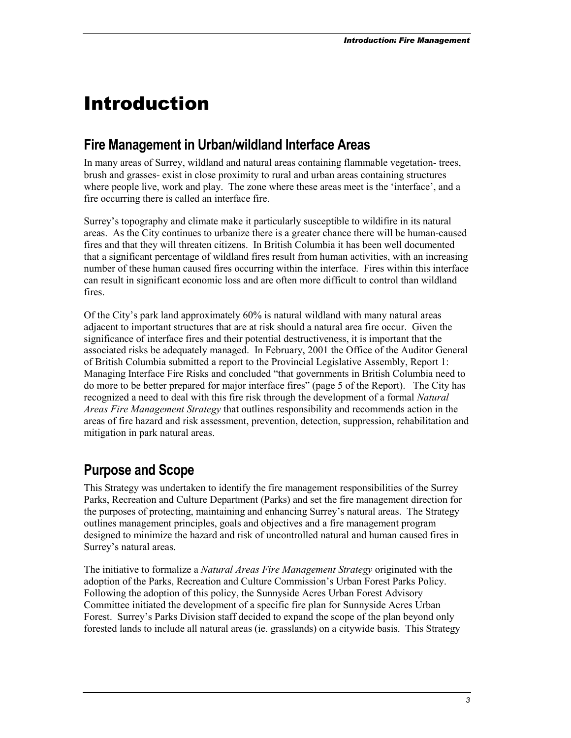# Introduction

## Fire Management in Urban/wildland Interface Areas

In many areas of Surrey, wildland and natural areas containing flammable vegetation- trees, brush and grasses- exist in close proximity to rural and urban areas containing structures where people live, work and play. The zone where these areas meet is the 'interface', and a fire occurring there is called an interface fire.

Surrey's topography and climate make it particularly susceptible to wildfire in its natural areas. As the City continues to urbanize there is a greater chance there will be human-caused fires and that they will threaten citizens. In British Columbia it has been well documented that a significant percentage of wildland fires result from human activities, with an increasing number of these human caused fires occurring within the interface. Fires within this interface can result in significant economic loss and are often more difficult to control than wildland fires.

Of the City's park land approximately 60% is natural wildland with many natural areas adjacent to important structures that are at risk should a natural area fire occur. Given the significance of interface fires and their potential destructiveness, it is important that the associated risks be adequately managed. In February, 2001 the Office of the Auditor General of British Columbia submitted a report to the Provincial Legislative Assembly, Report 1: Managing Interface Fire Risks and concluded "that governments in British Columbia need to do more to be better prepared for major interface fires" (page 5 of the Report). The City has recognized a need to deal with this fire risk through the development of a formal *Natural Areas Fire Management Strategy* that outlines responsibility and recommends action in the areas of fire hazard and risk assessment, prevention, detection, suppression, rehabilitation and mitigation in park natural areas.

## Purpose and Scope

This Strategy was undertaken to identify the fire management responsibilities of the Surrey Parks, Recreation and Culture Department (Parks) and set the fire management direction for the purposes of protecting, maintaining and enhancing Surrey's natural areas. The Strategy outlines management principles, goals and objectives and a fire management program designed to minimize the hazard and risk of uncontrolled natural and human caused fires in Surrey's natural areas.

The initiative to formalize a *Natural Areas Fire Management Strategy* originated with the adoption of the Parks, Recreation and Culture Commission's Urban Forest Parks Policy. Following the adoption of this policy, the Sunnyside Acres Urban Forest Advisory Committee initiated the development of a specific fire plan for Sunnyside Acres Urban Forest. Surrey's Parks Division staff decided to expand the scope of the plan beyond only forested lands to include all natural areas (ie. grasslands) on a citywide basis. This Strategy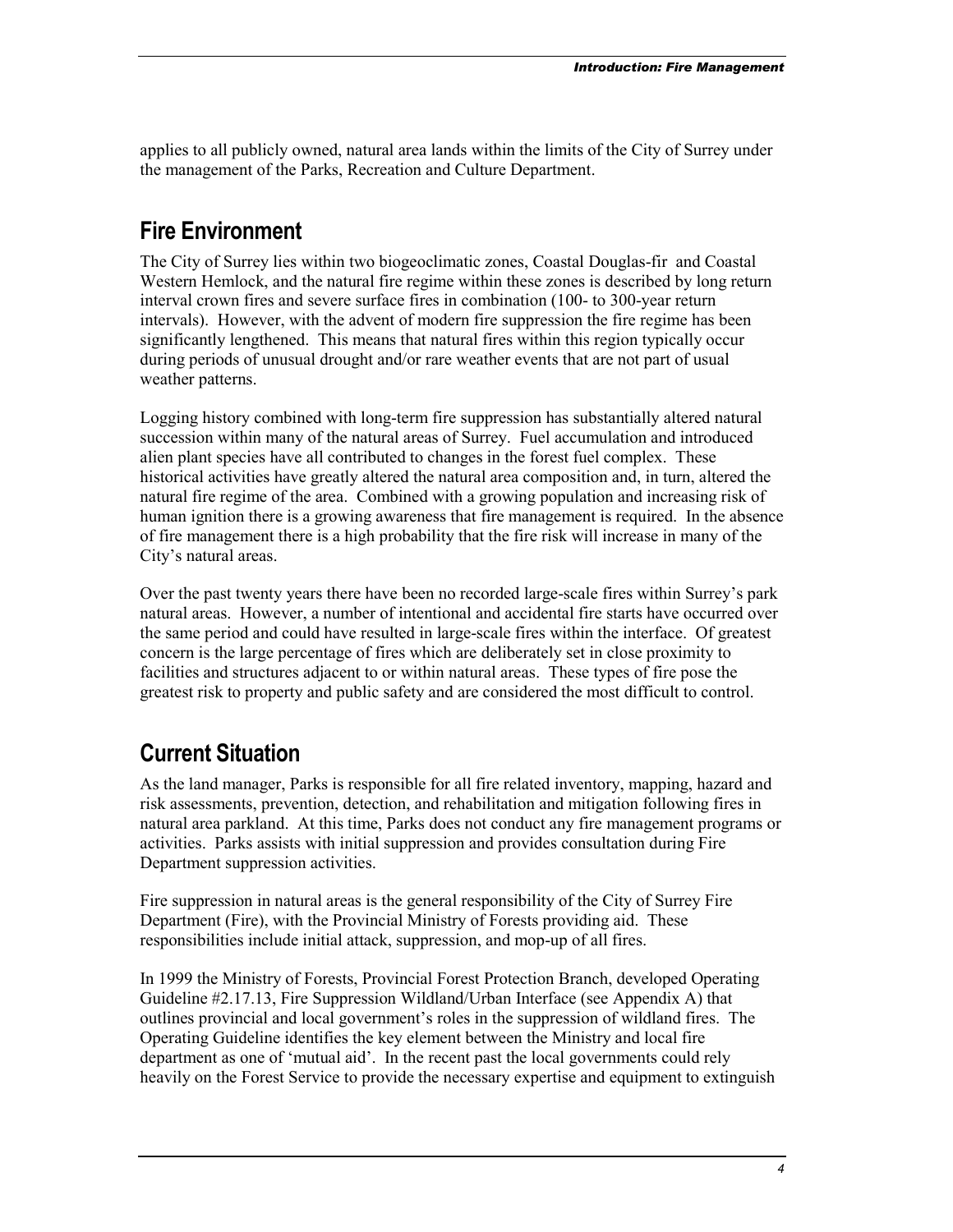applies to all publicly owned, natural area lands within the limits of the City of Surrey under the management of the Parks, Recreation and Culture Department.

## Fire Environment

The City of Surrey lies within two biogeoclimatic zones, Coastal Douglas-fir and Coastal Western Hemlock, and the natural fire regime within these zones is described by long return interval crown fires and severe surface fires in combination (100- to 300-year return intervals). However, with the advent of modern fire suppression the fire regime has been significantly lengthened. This means that natural fires within this region typically occur during periods of unusual drought and/or rare weather events that are not part of usual weather patterns.

Logging history combined with long-term fire suppression has substantially altered natural succession within many of the natural areas of Surrey. Fuel accumulation and introduced alien plant species have all contributed to changes in the forest fuel complex. These historical activities have greatly altered the natural area composition and, in turn, altered the natural fire regime of the area. Combined with a growing population and increasing risk of human ignition there is a growing awareness that fire management is required. In the absence of fire management there is a high probability that the fire risk will increase in many of the City's natural areas.

Over the past twenty years there have been no recorded large-scale fires within Surrey's park natural areas. However, a number of intentional and accidental fire starts have occurred over the same period and could have resulted in large-scale fires within the interface. Of greatest concern is the large percentage of fires which are deliberately set in close proximity to facilities and structures adjacent to or within natural areas. These types of fire pose the greatest risk to property and public safety and are considered the most difficult to control.

## Current Situation

As the land manager, Parks is responsible for all fire related inventory, mapping, hazard and risk assessments, prevention, detection, and rehabilitation and mitigation following fires in natural area parkland. At this time, Parks does not conduct any fire management programs or activities. Parks assists with initial suppression and provides consultation during Fire Department suppression activities.

Fire suppression in natural areas is the general responsibility of the City of Surrey Fire Department (Fire), with the Provincial Ministry of Forests providing aid. These responsibilities include initial attack, suppression, and mop-up of all fires.

In 1999 the Ministry of Forests, Provincial Forest Protection Branch, developed Operating Guideline #2.17.13, Fire Suppression Wildland/Urban Interface (see Appendix A) that outlines provincial and local government's roles in the suppression of wildland fires. The Operating Guideline identifies the key element between the Ministry and local fire department as one of 'mutual aid'. In the recent past the local governments could rely heavily on the Forest Service to provide the necessary expertise and equipment to extinguish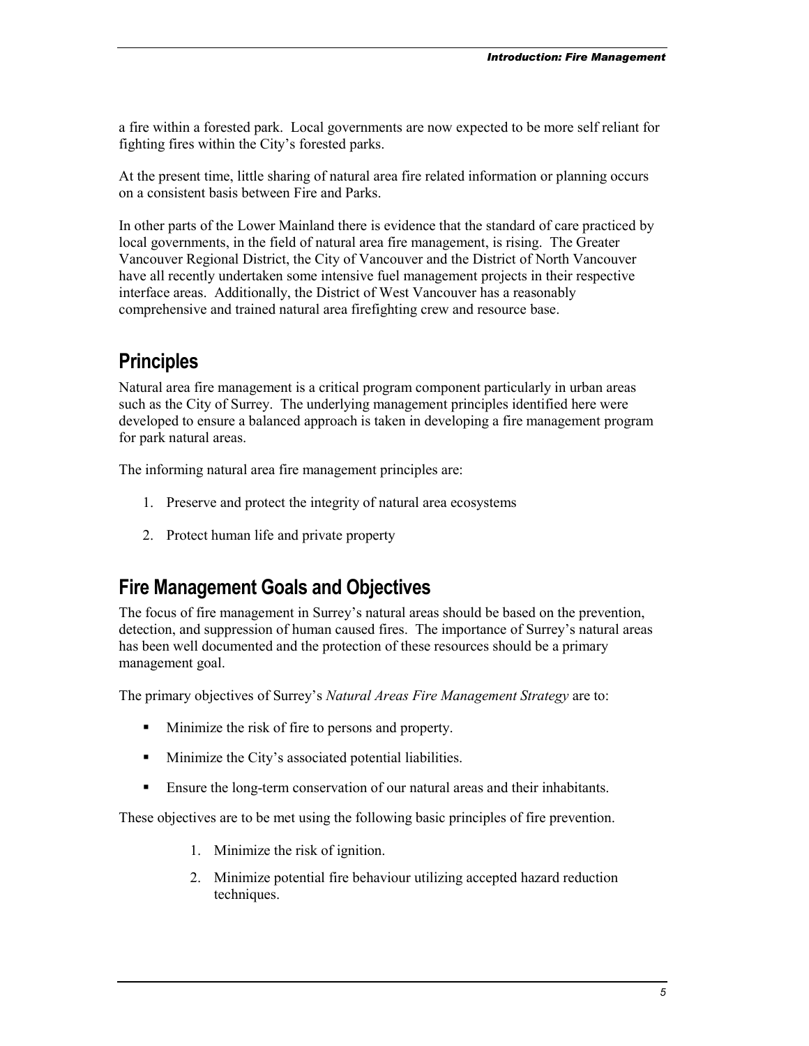a fire within a forested park. Local governments are now expected to be more self reliant for fighting fires within the City's forested parks.

At the present time, little sharing of natural area fire related information or planning occurs on a consistent basis between Fire and Parks.

In other parts of the Lower Mainland there is evidence that the standard of care practiced by local governments, in the field of natural area fire management, is rising. The Greater Vancouver Regional District, the City of Vancouver and the District of North Vancouver have all recently undertaken some intensive fuel management projects in their respective interface areas. Additionally, the District of West Vancouver has a reasonably comprehensive and trained natural area firefighting crew and resource base.

## Principles

Natural area fire management is a critical program component particularly in urban areas such as the City of Surrey. The underlying management principles identified here were developed to ensure a balanced approach is taken in developing a fire management program for park natural areas.

The informing natural area fire management principles are:

1. Preserve and protect the integrity of natural area ecosystems
2. Protect human life and private property

## Fire Management Goals and Objectives

The focus of fire management in Surrey's natural areas should be based on the prevention, detection, and suppression of human caused fires. The importance of Surrey's natural areas has been well documented and the protection of these resources should be a primary management goal.

The primary objectives of Surrey's *Natural Areas Fire Management Strategy* are to:

- Minimize the risk of fire to persons and property.
- Minimize the City's associated potential liabilities.
- Ensure the long-term conservation of our natural areas and their inhabitants.

These objectives are to be met using the following basic principles of fire prevention.

1. Minimize the risk of ignition.
2. Minimize potential fire behaviour utilizing accepted hazard reduction techniques.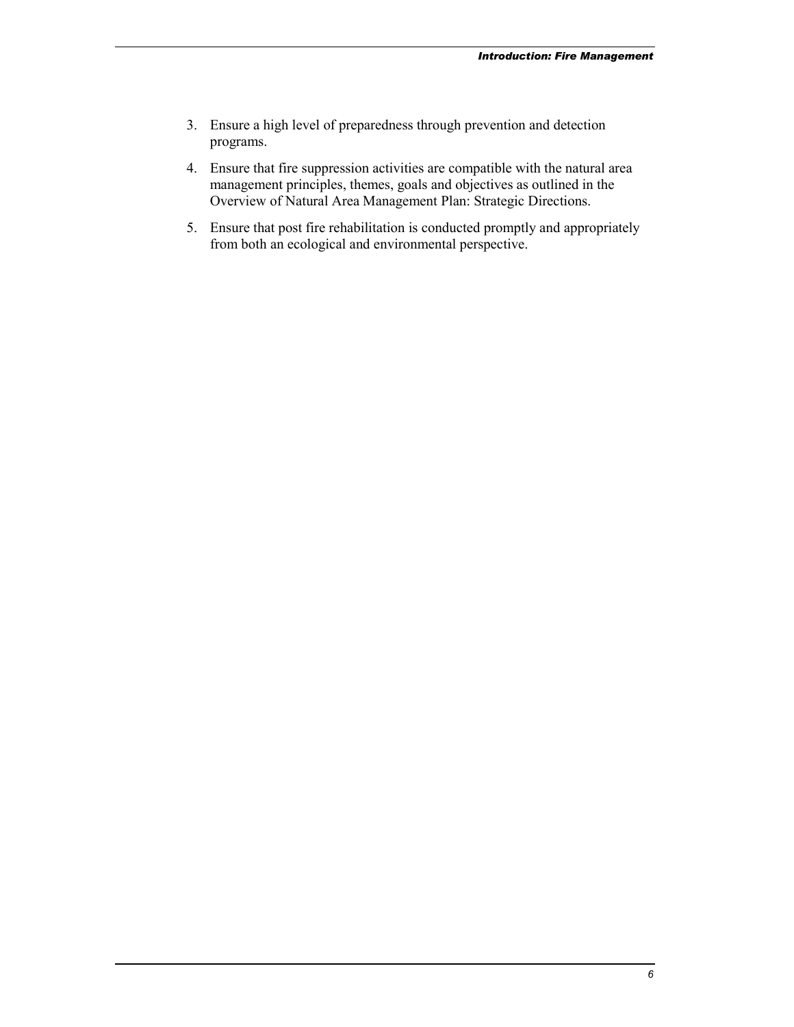3. Ensure a high level of preparedness through prevention and detection programs.

4. Ensure that fire suppression activities are compatible with the natural area management principles, themes, goals and objectives as outlined in the Overview of Natural Area Management Plan: Strategic Directions.

5. Ensure that post fire rehabilitation is conducted promptly and appropriately from both an ecological and environmental perspective.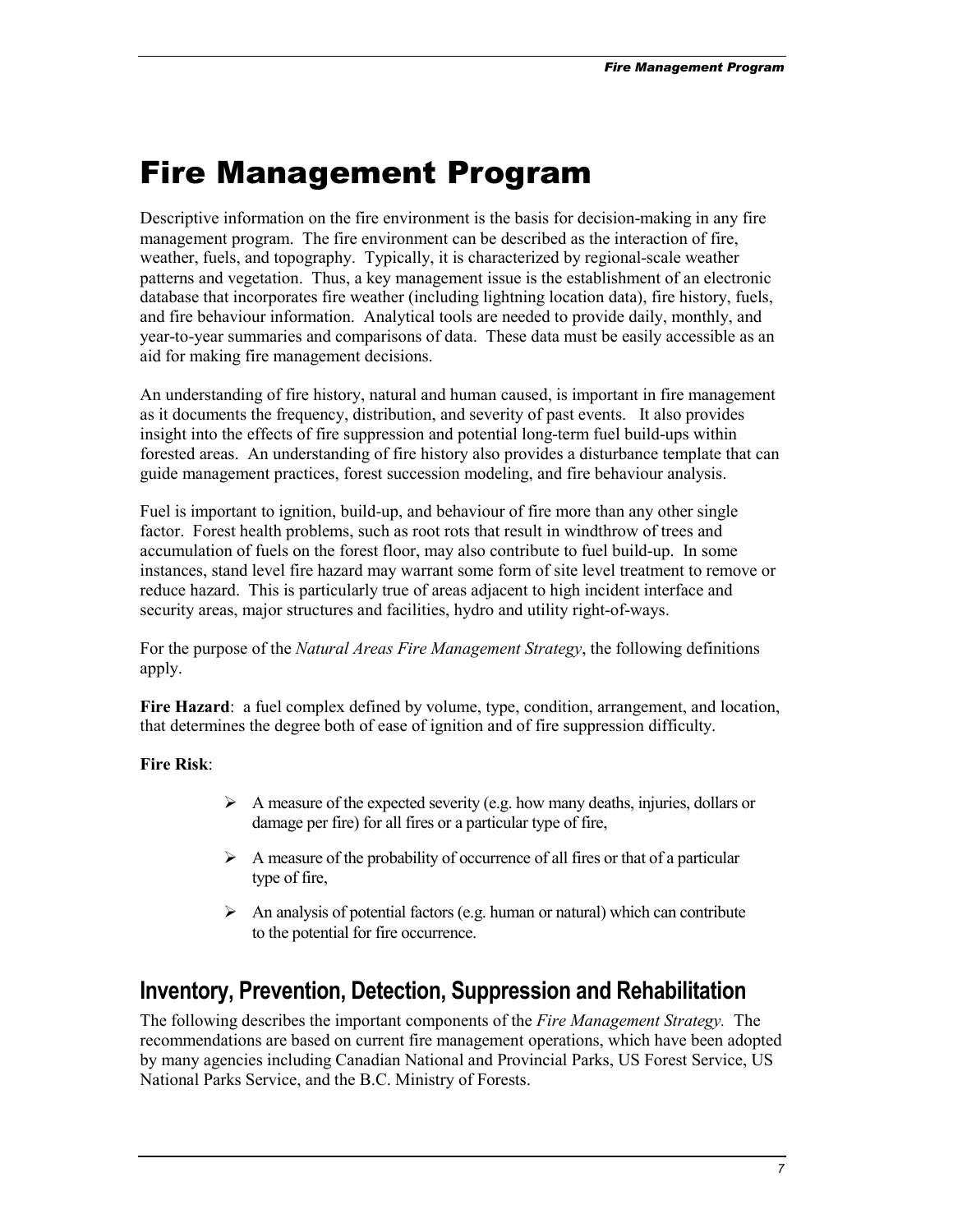# Fire Management Program

Descriptive information on the fire environment is the basis for decision-making in any fire management program. The fire environment can be described as the interaction of fire, weather, fuels, and topography. Typically, it is characterized by regional-scale weather patterns and vegetation. Thus, a key management issue is the establishment of an electronic database that incorporates fire weather (including lightning location data), fire history, fuels, and fire behaviour information. Analytical tools are needed to provide daily, monthly, and year-to-year summaries and comparisons of data. These data must be easily accessible as an aid for making fire management decisions.

An understanding of fire history, natural and human caused, is important in fire management as it documents the frequency, distribution, and severity of past events. It also provides insight into the effects of fire suppression and potential long-term fuel build-ups within forested areas. An understanding of fire history also provides a disturbance template that can guide management practices, forest succession modeling, and fire behaviour analysis.

Fuel is important to ignition, build-up, and behaviour of fire more than any other single factor. Forest health problems, such as root rots that result in windthrow of trees and accumulation of fuels on the forest floor, may also contribute to fuel build-up. In some instances, stand level fire hazard may warrant some form of site level treatment to remove or reduce hazard. This is particularly true of areas adjacent to high incident interface and security areas, major structures and facilities, hydro and utility right-of-ways.

For the purpose of the *Natural Areas Fire Management Strategy*, the following definitions apply.

**Fire Hazard**: a fuel complex defined by volume, type, condition, arrangement, and location, that determines the degree both of ease of ignition and of fire suppression difficulty.

**Fire Risk**:

- A measure of the expected severity (e.g. how many deaths, injuries, dollars or damage per fire) for all fires or a particular type of fire,
- A measure of the probability of occurrence of all fires or that of a particular type of fire,
- An analysis of potential factors (e.g. human or natural) which can contribute to the potential for fire occurrence.

## Inventory, Prevention, Detection, Suppression and Rehabilitation

The following describes the important components of the *Fire Management Strategy.* The recommendations are based on current fire management operations, which have been adopted by many agencies including Canadian National and Provincial Parks, US Forest Service, US National Parks Service, and the B.C. Ministry of Forests.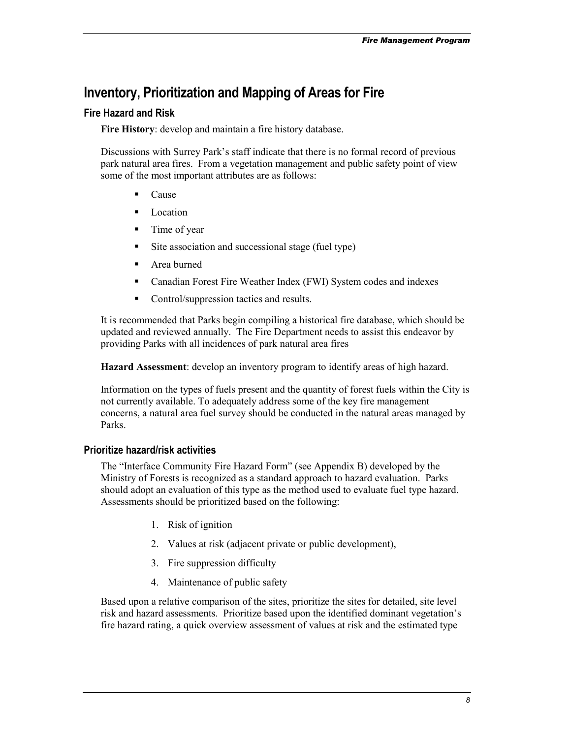## Inventory, Prioritization and Mapping of Areas for Fire

### Fire Hazard and Risk

**Fire History**: develop and maintain a fire history database.

Discussions with Surrey Park's staff indicate that there is no formal record of previous park natural area fires. From a vegetation management and public safety point of view some of the most important attributes are as follows:

- Cause
- Location
- Time of year
- Site association and successional stage (fuel type)
- Area burned
- Canadian Forest Fire Weather Index (FWI) System codes and indexes
- Control/suppression tactics and results.

It is recommended that Parks begin compiling a historical fire database, which should be updated and reviewed annually. The Fire Department needs to assist this endeavor by providing Parks with all incidences of park natural area fires

**Hazard Assessment**: develop an inventory program to identify areas of high hazard.

Information on the types of fuels present and the quantity of forest fuels within the City is not currently available. To adequately address some of the key fire management concerns, a natural area fuel survey should be conducted in the natural areas managed by Parks.

### Prioritize hazard/risk activities

The "Interface Community Fire Hazard Form" (see Appendix B) developed by the Ministry of Forests is recognized as a standard approach to hazard evaluation. Parks should adopt an evaluation of this type as the method used to evaluate fuel type hazard. Assessments should be prioritized based on the following:

1. Risk of ignition
2. Values at risk (adjacent private or public development),
3. Fire suppression difficulty
4. Maintenance of public safety

Based upon a relative comparison of the sites, prioritize the sites for detailed, site level risk and hazard assessments. Prioritize based upon the identified dominant vegetation's fire hazard rating, a quick overview assessment of values at risk and the estimated type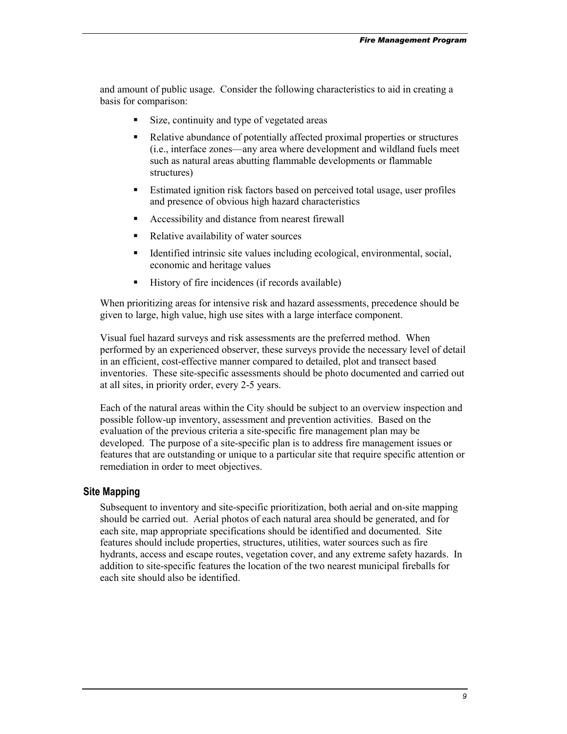and amount of public usage. Consider the following characteristics to aid in creating a basis for comparison:

- Size, continuity and type of vegetated areas
- Relative abundance of potentially affected proximal properties or structures (i.e., interface zones—any area where development and wildland fuels meet such as natural areas abutting flammable developments or flammable structures)
- Estimated ignition risk factors based on perceived total usage, user profiles and presence of obvious high hazard characteristics
- Accessibility and distance from nearest firewall
- Relative availability of water sources
- Identified intrinsic site values including ecological, environmental, social, economic and heritage values
- History of fire incidences (if records available)

When prioritizing areas for intensive risk and hazard assessments, precedence should be given to large, high value, high use sites with a large interface component.

Visual fuel hazard surveys and risk assessments are the preferred method. When performed by an experienced observer, these surveys provide the necessary level of detail in an efficient, cost-effective manner compared to detailed, plot and transect based inventories. These site-specific assessments should be photo documented and carried out at all sites, in priority order, every 2-5 years.

Each of the natural areas within the City should be subject to an overview inspection and possible follow-up inventory, assessment and prevention activities. Based on the evaluation of the previous criteria a site-specific fire management plan may be developed. The purpose of a site-specific plan is to address fire management issues or features that are outstanding or unique to a particular site that require specific attention or remediation in order to meet objectives.

### Site Mapping

Subsequent to inventory and site-specific prioritization, both aerial and on-site mapping should be carried out. Aerial photos of each natural area should be generated, and for each site, map appropriate specifications should be identified and documented. Site features should include properties, structures, utilities, water sources such as fire hydrants, access and escape routes, vegetation cover, and any extreme safety hazards. In addition to site-specific features the location of the two nearest municipal fireballs for each site should also be identified.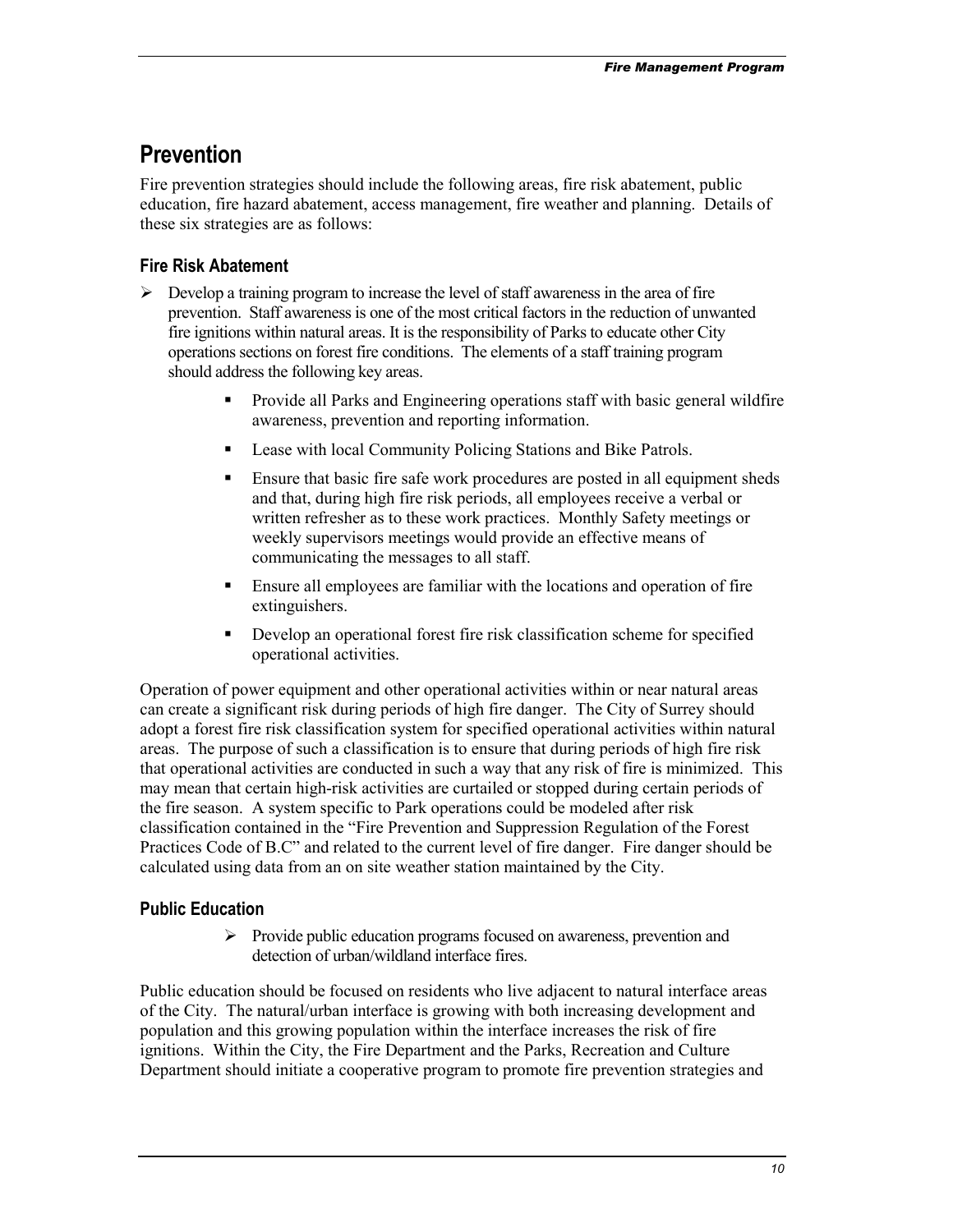## Prevention

Fire prevention strategies should include the following areas, fire risk abatement, public education, fire hazard abatement, access management, fire weather and planning. Details of these six strategies are as follows:

### Fire Risk Abatement

- Develop a training program to increase the level of staff awareness in the area of fire prevention. Staff awareness is one of the most critical factors in the reduction of unwanted fire ignitions within natural areas. It is the responsibility of Parks to educate other City operations sections on forest fire conditions. The elements of a staff training program should address the following key areas.
  - Provide all Parks and Engineering operations staff with basic general wildfire awareness, prevention and reporting information.
  - Lease with local Community Policing Stations and Bike Patrols.
  - Ensure that basic fire safe work procedures are posted in all equipment sheds and that, during high fire risk periods, all employees receive a verbal or written refresher as to these work practices. Monthly Safety meetings or weekly supervisors meetings would provide an effective means of communicating the messages to all staff.
  - Ensure all employees are familiar with the locations and operation of fire extinguishers.
  - Develop an operational forest fire risk classification scheme for specified operational activities.

Operation of power equipment and other operational activities within or near natural areas can create a significant risk during periods of high fire danger. The City of Surrey should adopt a forest fire risk classification system for specified operational activities within natural areas. The purpose of such a classification is to ensure that during periods of high fire risk that operational activities are conducted in such a way that any risk of fire is minimized. This may mean that certain high-risk activities are curtailed or stopped during certain periods of the fire season. A system specific to Park operations could be modeled after risk classification contained in the "Fire Prevention and Suppression Regulation of the Forest Practices Code of B.C" and related to the current level of fire danger. Fire danger should be calculated using data from an on site weather station maintained by the City.

### Public Education

- Provide public education programs focused on awareness, prevention and detection of urban/wildland interface fires.

Public education should be focused on residents who live adjacent to natural interface areas of the City. The natural/urban interface is growing with both increasing development and population and this growing population within the interface increases the risk of fire ignitions. Within the City, the Fire Department and the Parks, Recreation and Culture Department should initiate a cooperative program to promote fire prevention strategies and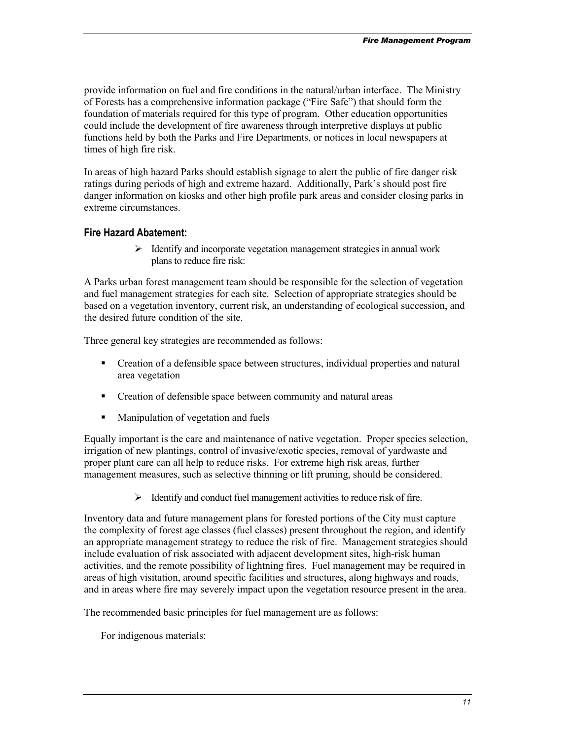provide information on fuel and fire conditions in the natural/urban interface. The Ministry of Forests has a comprehensive information package ("Fire Safe") that should form the foundation of materials required for this type of program. Other education opportunities could include the development of fire awareness through interpretive displays at public functions held by both the Parks and Fire Departments, or notices in local newspapers at times of high fire risk.

In areas of high hazard Parks should establish signage to alert the public of fire danger risk ratings during periods of high and extreme hazard. Additionally, Park's should post fire danger information on kiosks and other high profile park areas and consider closing parks in extreme circumstances.

### Fire Hazard Abatement:

> - Identify and incorporate vegetation management strategies in annual work plans to reduce fire risk:

A Parks urban forest management team should be responsible for the selection of vegetation and fuel management strategies for each site. Selection of appropriate strategies should be based on a vegetation inventory, current risk, an understanding of ecological succession, and the desired future condition of the site.

Three general key strategies are recommended as follows:

- Creation of a defensible space between structures, individual properties and natural area vegetation
- Creation of defensible space between community and natural areas
- Manipulation of vegetation and fuels

Equally important is the care and maintenance of native vegetation. Proper species selection, irrigation of new plantings, control of invasive/exotic species, removal of yardwaste and proper plant care can all help to reduce risks. For extreme high risk areas, further management measures, such as selective thinning or lift pruning, should be considered.

> - Identify and conduct fuel management activities to reduce risk of fire.

Inventory data and future management plans for forested portions of the City must capture the complexity of forest age classes (fuel classes) present throughout the region, and identify an appropriate management strategy to reduce the risk of fire. Management strategies should include evaluation of risk associated with adjacent development sites, high-risk human activities, and the remote possibility of lightning fires. Fuel management may be required in areas of high visitation, around specific facilities and structures, along highways and roads, and in areas where fire may severely impact upon the vegetation resource present in the area.

The recommended basic principles for fuel management are as follows:

For indigenous materials: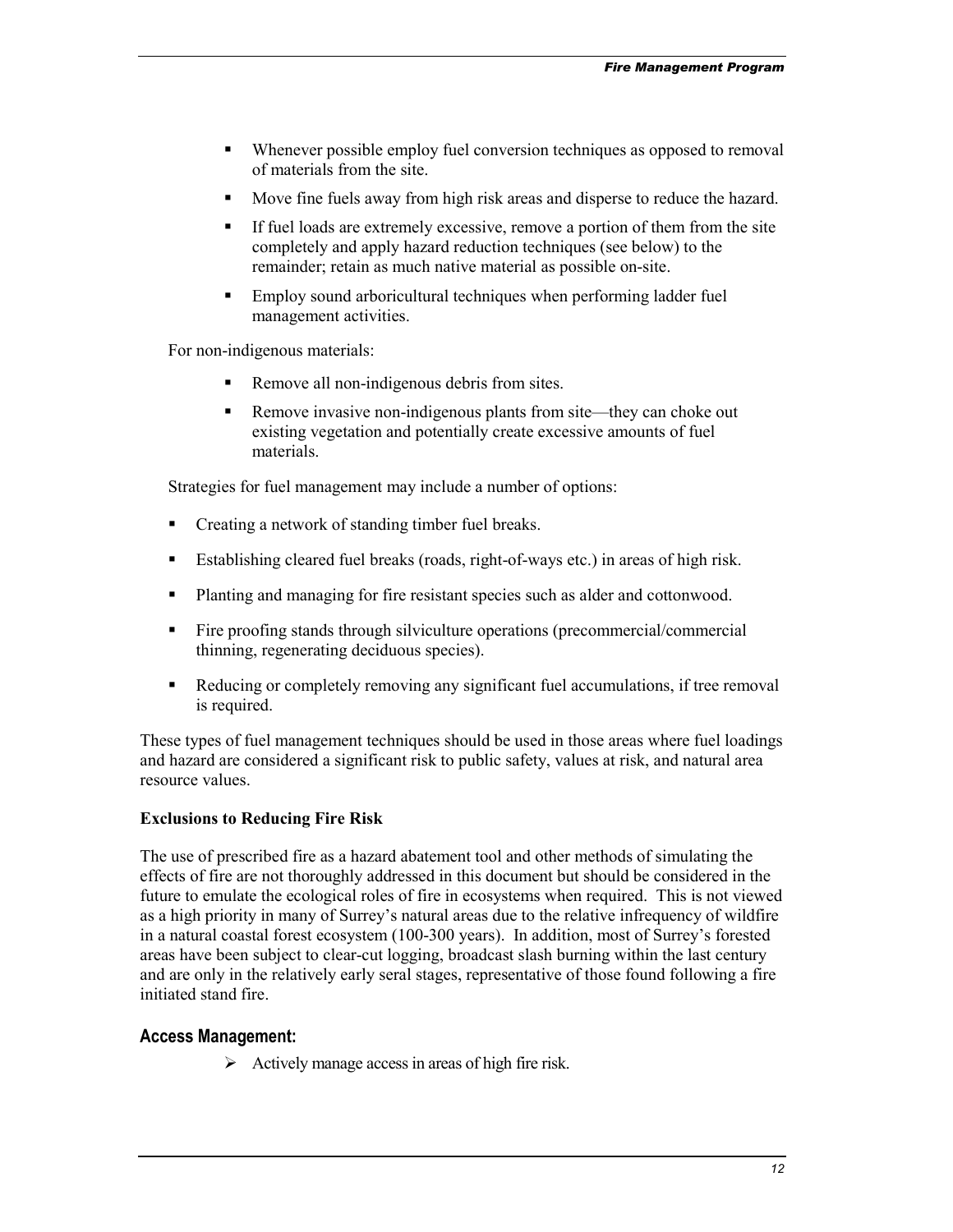- Whenever possible employ fuel conversion techniques as opposed to removal of materials from the site.
- Move fine fuels away from high risk areas and disperse to reduce the hazard.
- If fuel loads are extremely excessive, remove a portion of them from the site completely and apply hazard reduction techniques (see below) to the remainder; retain as much native material as possible on-site.
- Employ sound arboricultural techniques when performing ladder fuel management activities.

For non-indigenous materials:

- Remove all non-indigenous debris from sites.
- Remove invasive non-indigenous plants from site—they can choke out existing vegetation and potentially create excessive amounts of fuel materials.

Strategies for fuel management may include a number of options:

- Creating a network of standing timber fuel breaks.
- Establishing cleared fuel breaks (roads, right-of-ways etc.) in areas of high risk.
- Planting and managing for fire resistant species such as alder and cottonwood.
- Fire proofing stands through silviculture operations (precommercial/commercial thinning, regenerating deciduous species).
- Reducing or completely removing any significant fuel accumulations, if tree removal is required.

These types of fuel management techniques should be used in those areas where fuel loadings and hazard are considered a significant risk to public safety, values at risk, and natural area resource values.

**Exclusions to Reducing Fire Risk**

The use of prescribed fire as a hazard abatement tool and other methods of simulating the effects of fire are not thoroughly addressed in this document but should be considered in the future to emulate the ecological roles of fire in ecosystems when required. This is not viewed as a high priority in many of Surrey's natural areas due to the relative infrequency of wildfire in a natural coastal forest ecosystem (100-300 years). In addition, most of Surrey's forested areas have been subject to clear-cut logging, broadcast slash burning within the last century and are only in the relatively early seral stages, representative of those found following a fire initiated stand fire.

### Access Management:

- Actively manage access in areas of high fire risk.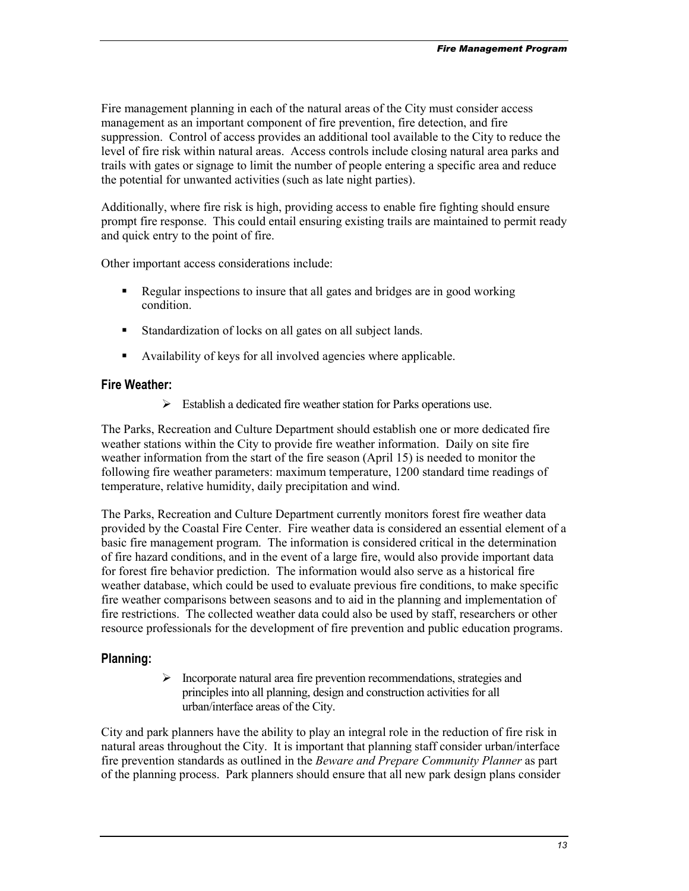Fire management planning in each of the natural areas of the City must consider access management as an important component of fire prevention, fire detection, and fire suppression. Control of access provides an additional tool available to the City to reduce the level of fire risk within natural areas. Access controls include closing natural area parks and trails with gates or signage to limit the number of people entering a specific area and reduce the potential for unwanted activities (such as late night parties).

Additionally, where fire risk is high, providing access to enable fire fighting should ensure prompt fire response. This could entail ensuring existing trails are maintained to permit ready and quick entry to the point of fire.

Other important access considerations include:

- Regular inspections to insure that all gates and bridges are in good working condition.
- Standardization of locks on all gates on all subject lands.
- Availability of keys for all involved agencies where applicable.

### Fire Weather:

> - Establish a dedicated fire weather station for Parks operations use.

The Parks, Recreation and Culture Department should establish one or more dedicated fire weather stations within the City to provide fire weather information. Daily on site fire weather information from the start of the fire season (April 15) is needed to monitor the following fire weather parameters: maximum temperature, 1200 standard time readings of temperature, relative humidity, daily precipitation and wind.

The Parks, Recreation and Culture Department currently monitors forest fire weather data provided by the Coastal Fire Center. Fire weather data is considered an essential element of a basic fire management program. The information is considered critical in the determination of fire hazard conditions, and in the event of a large fire, would also provide important data for forest fire behavior prediction. The information would also serve as a historical fire weather database, which could be used to evaluate previous fire conditions, to make specific fire weather comparisons between seasons and to aid in the planning and implementation of fire restrictions. The collected weather data could also be used by staff, researchers or other resource professionals for the development of fire prevention and public education programs.

### Planning:

> - Incorporate natural area fire prevention recommendations, strategies and principles into all planning, design and construction activities for all urban/interface areas of the City.

City and park planners have the ability to play an integral role in the reduction of fire risk in natural areas throughout the City. It is important that planning staff consider urban/interface fire prevention standards as outlined in the *Beware and Prepare Community Planner* as part of the planning process. Park planners should ensure that all new park design plans consider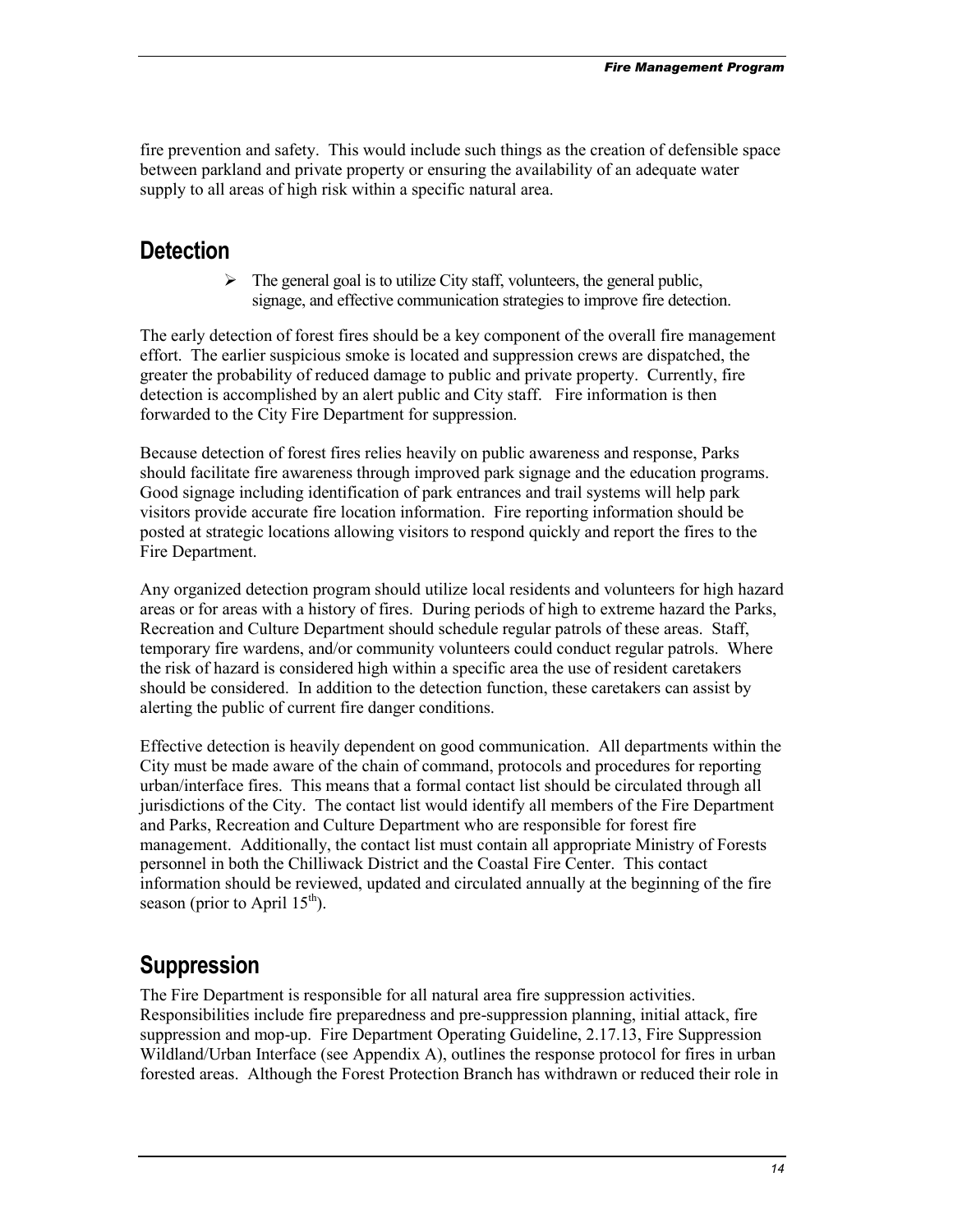fire prevention and safety. This would include such things as the creation of defensible space between parkland and private property or ensuring the availability of an adequate water supply to all areas of high risk within a specific natural area.

## Detection

- The general goal is to utilize City staff, volunteers, the general public, signage, and effective communication strategies to improve fire detection.

The early detection of forest fires should be a key component of the overall fire management effort. The earlier suspicious smoke is located and suppression crews are dispatched, the greater the probability of reduced damage to public and private property. Currently, fire detection is accomplished by an alert public and City staff. Fire information is then forwarded to the City Fire Department for suppression.

Because detection of forest fires relies heavily on public awareness and response, Parks should facilitate fire awareness through improved park signage and the education programs. Good signage including identification of park entrances and trail systems will help park visitors provide accurate fire location information. Fire reporting information should be posted at strategic locations allowing visitors to respond quickly and report the fires to the Fire Department.

Any organized detection program should utilize local residents and volunteers for high hazard areas or for areas with a history of fires. During periods of high to extreme hazard the Parks, Recreation and Culture Department should schedule regular patrols of these areas. Staff, temporary fire wardens, and/or community volunteers could conduct regular patrols. Where the risk of hazard is considered high within a specific area the use of resident caretakers should be considered. In addition to the detection function, these caretakers can assist by alerting the public of current fire danger conditions.

Effective detection is heavily dependent on good communication. All departments within the City must be made aware of the chain of command, protocols and procedures for reporting urban/interface fires. This means that a formal contact list should be circulated through all jurisdictions of the City. The contact list would identify all members of the Fire Department and Parks, Recreation and Culture Department who are responsible for forest fire management. Additionally, the contact list must contain all appropriate Ministry of Forests personnel in both the Chilliwack District and the Coastal Fire Center. This contact information should be reviewed, updated and circulated annually at the beginning of the fire season (prior to April 15th).

## Suppression

The Fire Department is responsible for all natural area fire suppression activities. Responsibilities include fire preparedness and pre-suppression planning, initial attack, fire suppression and mop-up. Fire Department Operating Guideline, 2.17.13, Fire Suppression Wildland/Urban Interface (see Appendix A), outlines the response protocol for fires in urban forested areas. Although the Forest Protection Branch has withdrawn or reduced their role in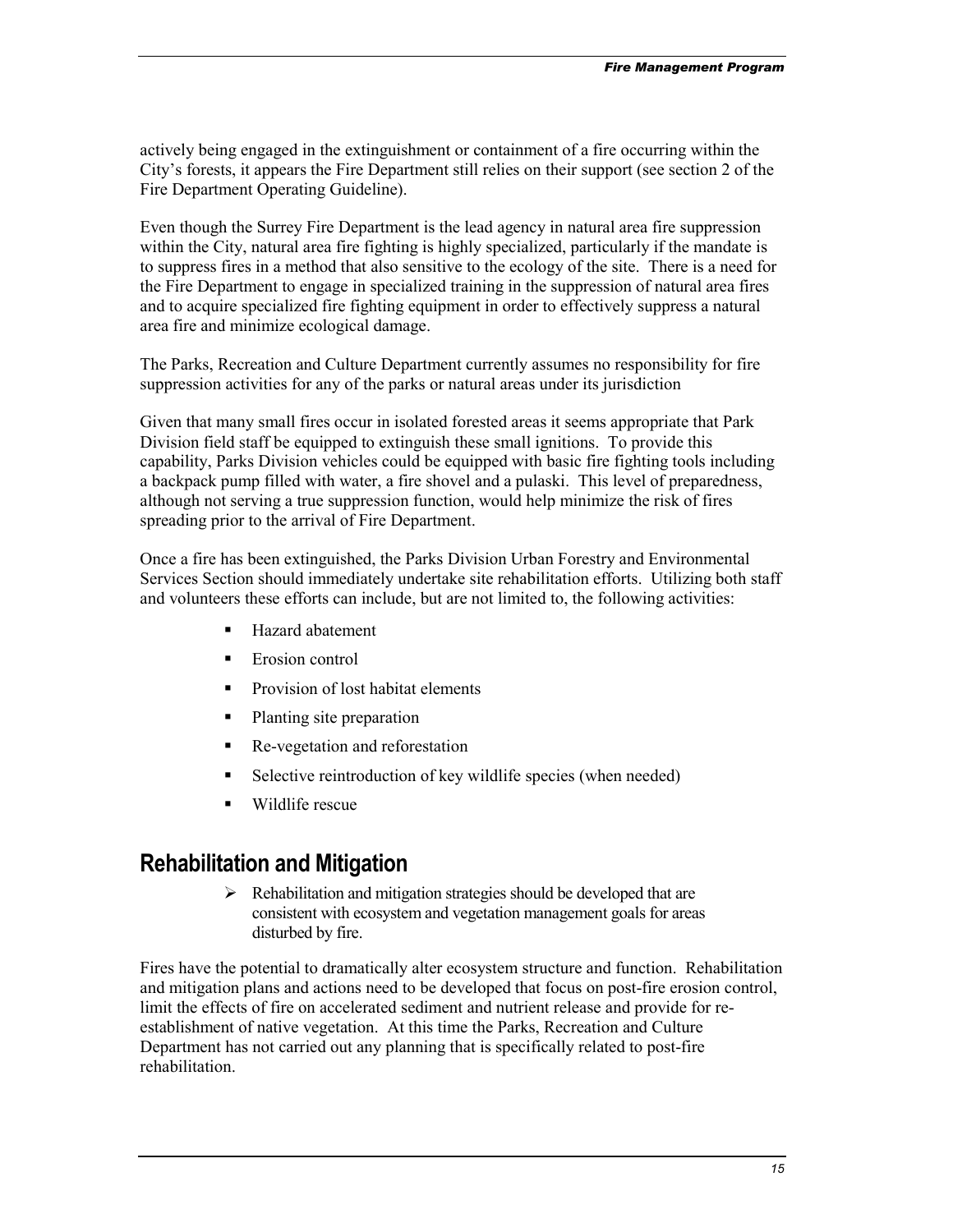actively being engaged in the extinguishment or containment of a fire occurring within the City's forests, it appears the Fire Department still relies on their support (see section 2 of the Fire Department Operating Guideline).

Even though the Surrey Fire Department is the lead agency in natural area fire suppression within the City, natural area fire fighting is highly specialized, particularly if the mandate is to suppress fires in a method that also sensitive to the ecology of the site. There is a need for the Fire Department to engage in specialized training in the suppression of natural area fires and to acquire specialized fire fighting equipment in order to effectively suppress a natural area fire and minimize ecological damage.

The Parks, Recreation and Culture Department currently assumes no responsibility for fire suppression activities for any of the parks or natural areas under its jurisdiction

Given that many small fires occur in isolated forested areas it seems appropriate that Park Division field staff be equipped to extinguish these small ignitions. To provide this capability, Parks Division vehicles could be equipped with basic fire fighting tools including a backpack pump filled with water, a fire shovel and a pulaski. This level of preparedness, although not serving a true suppression function, would help minimize the risk of fires spreading prior to the arrival of Fire Department.

Once a fire has been extinguished, the Parks Division Urban Forestry and Environmental Services Section should immediately undertake site rehabilitation efforts. Utilizing both staff and volunteers these efforts can include, but are not limited to, the following activities:

- Hazard abatement
- Erosion control
- Provision of lost habitat elements
- Planting site preparation
- Re-vegetation and reforestation
- Selective reintroduction of key wildlife species (when needed)
- Wildlife rescue

## Rehabilitation and Mitigation

- Rehabilitation and mitigation strategies should be developed that are consistent with ecosystem and vegetation management goals for areas disturbed by fire.

Fires have the potential to dramatically alter ecosystem structure and function. Rehabilitation and mitigation plans and actions need to be developed that focus on post-fire erosion control, limit the effects of fire on accelerated sediment and nutrient release and provide for re-establishment of native vegetation. At this time the Parks, Recreation and Culture Department has not carried out any planning that is specifically related to post-fire rehabilitation.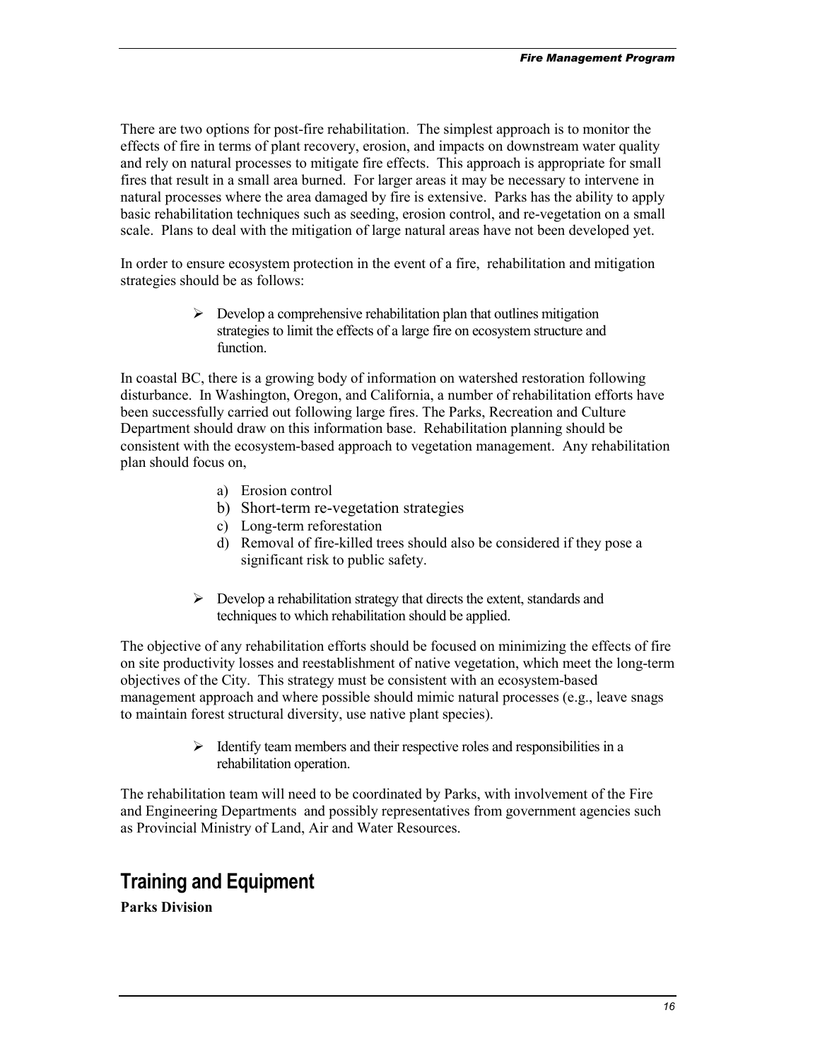There are two options for post-fire rehabilitation. The simplest approach is to monitor the effects of fire in terms of plant recovery, erosion, and impacts on downstream water quality and rely on natural processes to mitigate fire effects. This approach is appropriate for small fires that result in a small area burned. For larger areas it may be necessary to intervene in natural processes where the area damaged by fire is extensive. Parks has the ability to apply basic rehabilitation techniques such as seeding, erosion control, and re-vegetation on a small scale. Plans to deal with the mitigation of large natural areas have not been developed yet.

In order to ensure ecosystem protection in the event of a fire, rehabilitation and mitigation strategies should be as follows:

- Develop a comprehensive rehabilitation plan that outlines mitigation strategies to limit the effects of a large fire on ecosystem structure and function.

In coastal BC, there is a growing body of information on watershed restoration following disturbance. In Washington, Oregon, and California, a number of rehabilitation efforts have been successfully carried out following large fires. The Parks, Recreation and Culture Department should draw on this information base. Rehabilitation planning should be consistent with the ecosystem-based approach to vegetation management. Any rehabilitation plan should focus on,

a) Erosion control
b) Short-term re-vegetation strategies
c) Long-term reforestation
d) Removal of fire-killed trees should also be considered if they pose a significant risk to public safety.

- Develop a rehabilitation strategy that directs the extent, standards and techniques to which rehabilitation should be applied.

The objective of any rehabilitation efforts should be focused on minimizing the effects of fire on site productivity losses and reestablishment of native vegetation, which meet the long-term objectives of the City. This strategy must be consistent with an ecosystem-based management approach and where possible should mimic natural processes (e.g., leave snags to maintain forest structural diversity, use native plant species).

- Identify team members and their respective roles and responsibilities in a rehabilitation operation.

The rehabilitation team will need to be coordinated by Parks, with involvement of the Fire and Engineering Departments and possibly representatives from government agencies such as Provincial Ministry of Land, Air and Water Resources.

## Training and Equipment

**Parks Division**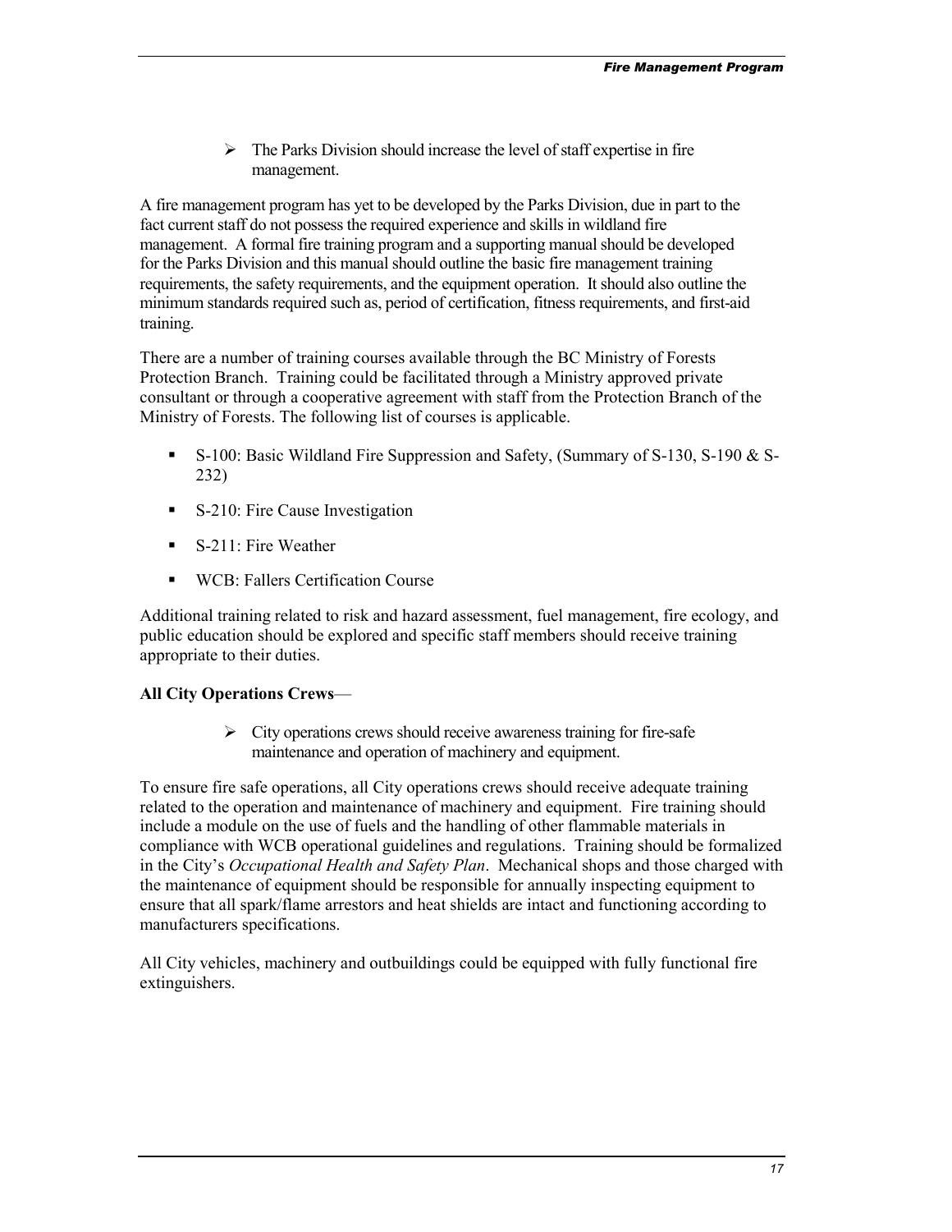- The Parks Division should increase the level of staff expertise in fire management.

A fire management program has yet to be developed by the Parks Division, due in part to the fact current staff do not possess the required experience and skills in wildland fire management. A formal fire training program and a supporting manual should be developed for the Parks Division and this manual should outline the basic fire management training requirements, the safety requirements, and the equipment operation. It should also outline the minimum standards required such as, period of certification, fitness requirements, and first-aid training.

There are a number of training courses available through the BC Ministry of Forests Protection Branch. Training could be facilitated through a Ministry approved private consultant or through a cooperative agreement with staff from the Protection Branch of the Ministry of Forests. The following list of courses is applicable.

- S-100: Basic Wildland Fire Suppression and Safety, (Summary of S-130, S-190 & S-232)
- S-210: Fire Cause Investigation
- S-211: Fire Weather
- WCB: Fallers Certification Course

Additional training related to risk and hazard assessment, fuel management, fire ecology, and public education should be explored and specific staff members should receive training appropriate to their duties.

**All City Operations Crews**—

- City operations crews should receive awareness training for fire-safe maintenance and operation of machinery and equipment.

To ensure fire safe operations, all City operations crews should receive adequate training related to the operation and maintenance of machinery and equipment. Fire training should include a module on the use of fuels and the handling of other flammable materials in compliance with WCB operational guidelines and regulations. Training should be formalized in the City's *Occupational Health and Safety Plan*. Mechanical shops and those charged with the maintenance of equipment should be responsible for annually inspecting equipment to ensure that all spark/flame arrestors and heat shields are intact and functioning according to manufacturers specifications.

All City vehicles, machinery and outbuildings could be equipped with fully functional fire extinguishers.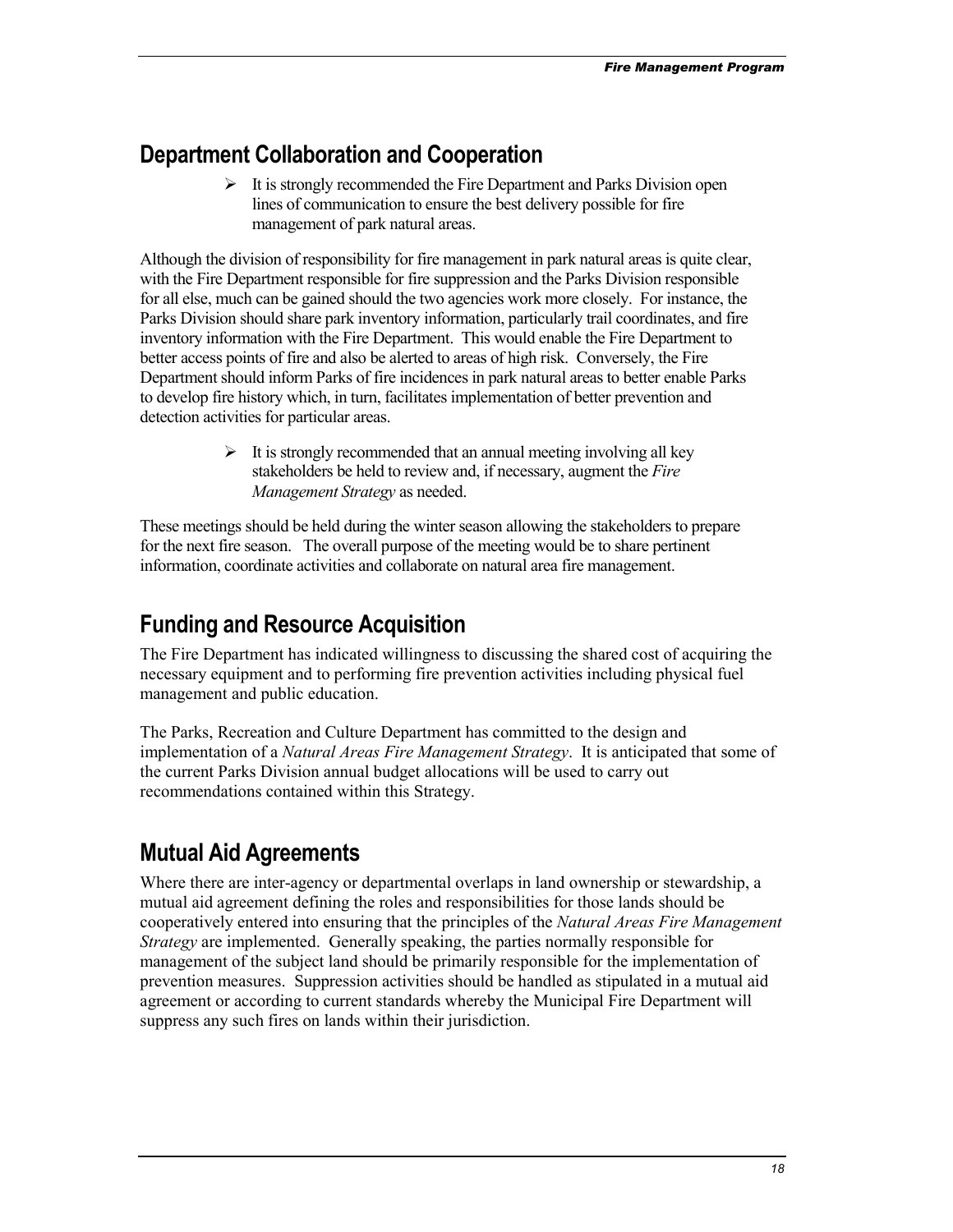## Department Collaboration and Cooperation

- It is strongly recommended the Fire Department and Parks Division open lines of communication to ensure the best delivery possible for fire management of park natural areas.

Although the division of responsibility for fire management in park natural areas is quite clear, with the Fire Department responsible for fire suppression and the Parks Division responsible for all else, much can be gained should the two agencies work more closely. For instance, the Parks Division should share park inventory information, particularly trail coordinates, and fire inventory information with the Fire Department. This would enable the Fire Department to better access points of fire and also be alerted to areas of high risk. Conversely, the Fire Department should inform Parks of fire incidences in park natural areas to better enable Parks to develop fire history which, in turn, facilitates implementation of better prevention and detection activities for particular areas.

- It is strongly recommended that an annual meeting involving all key stakeholders be held to review and, if necessary, augment the *Fire Management Strategy* as needed.

These meetings should be held during the winter season allowing the stakeholders to prepare for the next fire season. The overall purpose of the meeting would be to share pertinent information, coordinate activities and collaborate on natural area fire management.

## Funding and Resource Acquisition

The Fire Department has indicated willingness to discussing the shared cost of acquiring the necessary equipment and to performing fire prevention activities including physical fuel management and public education.

The Parks, Recreation and Culture Department has committed to the design and implementation of a *Natural Areas Fire Management Strategy*. It is anticipated that some of the current Parks Division annual budget allocations will be used to carry out recommendations contained within this Strategy.

## Mutual Aid Agreements

Where there are inter-agency or departmental overlaps in land ownership or stewardship, a mutual aid agreement defining the roles and responsibilities for those lands should be cooperatively entered into ensuring that the principles of the *Natural Areas Fire Management Strategy* are implemented. Generally speaking, the parties normally responsible for management of the subject land should be primarily responsible for the implementation of prevention measures. Suppression activities should be handled as stipulated in a mutual aid agreement or according to current standards whereby the Municipal Fire Department will suppress any such fires on lands within their jurisdiction.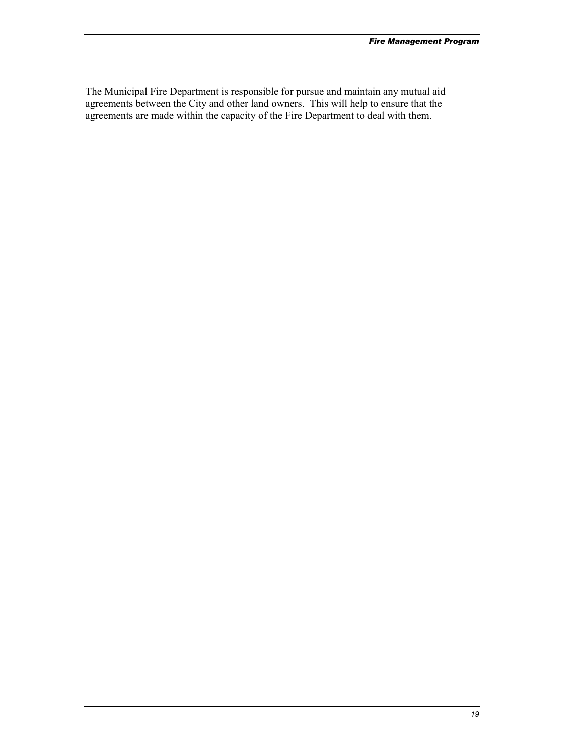The Municipal Fire Department is responsible for pursue and maintain any mutual aid agreements between the City and other land owners. This will help to ensure that the agreements are made within the capacity of the Fire Department to deal with them.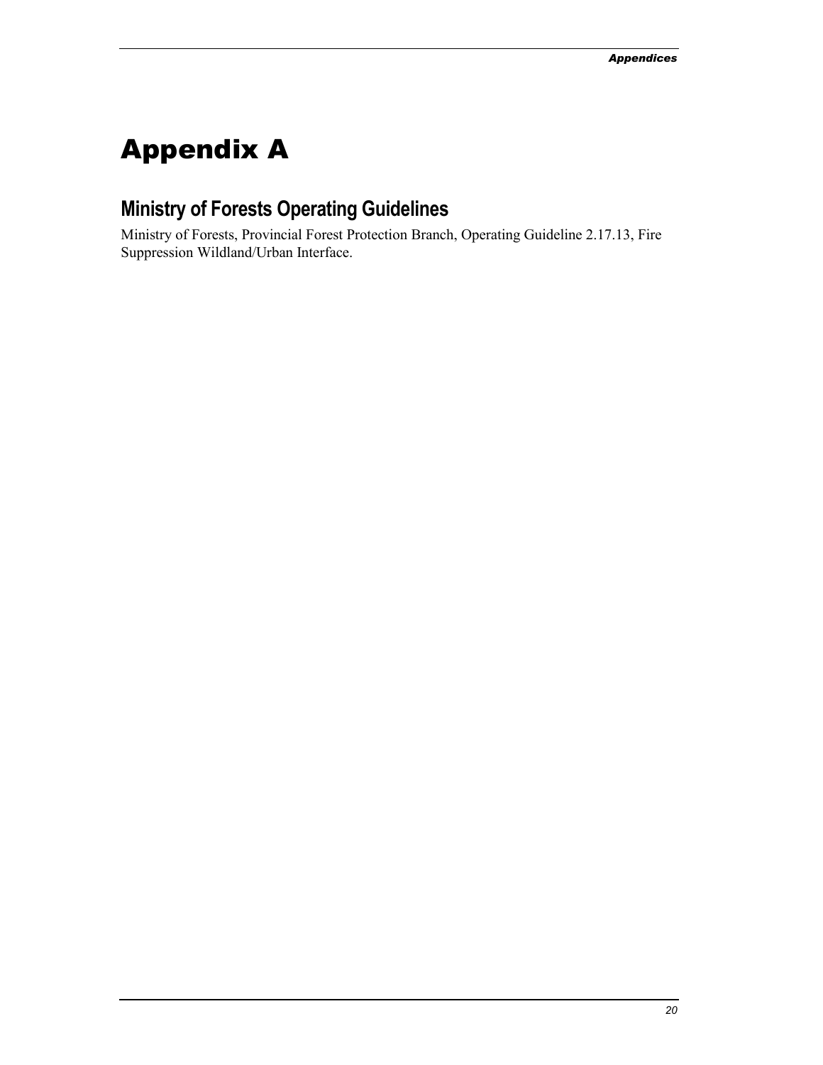# Appendix A

## Ministry of Forests Operating Guidelines

Ministry of Forests, Provincial Forest Protection Branch, Operating Guideline 2.17.13, Fire Suppression Wildland/Urban Interface.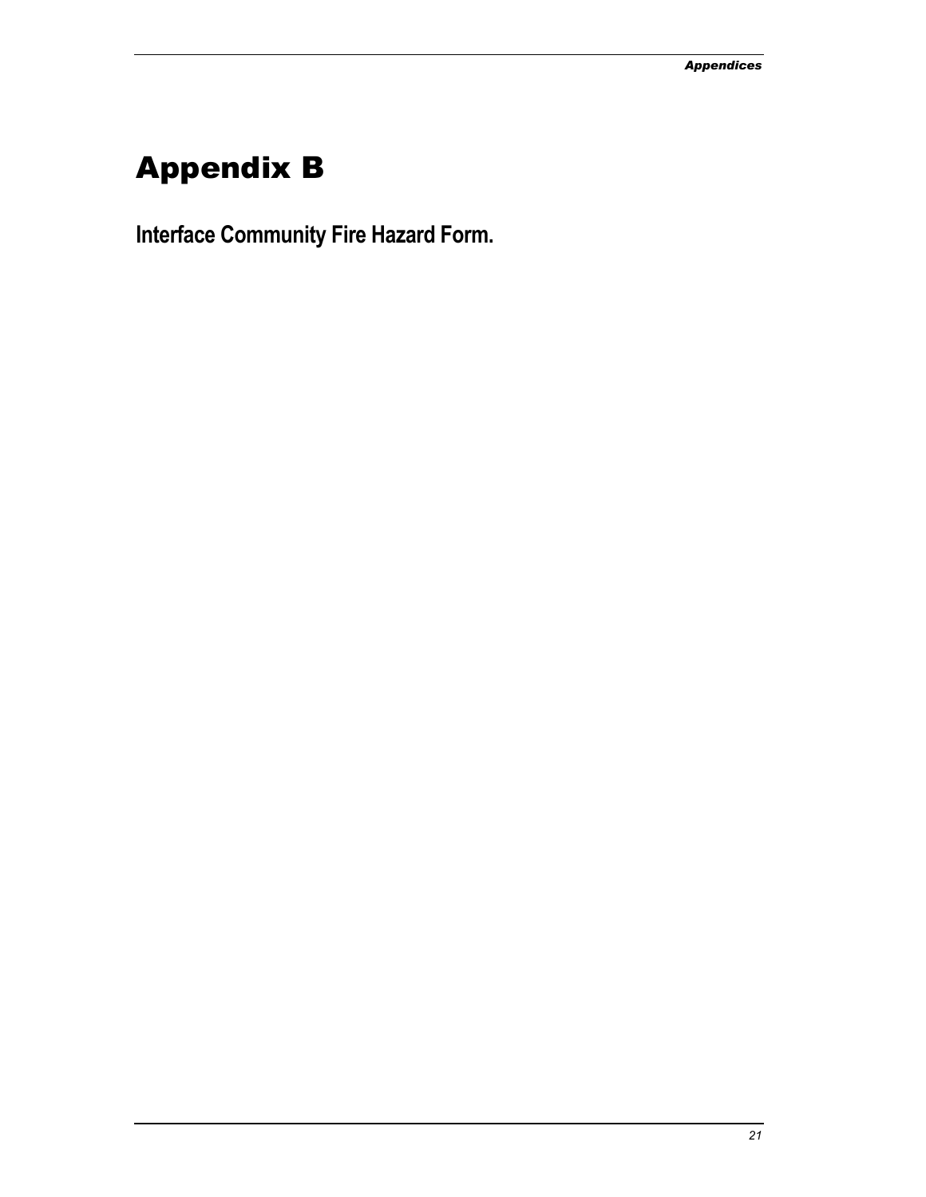# Appendix B

## Interface Community Fire Hazard Form.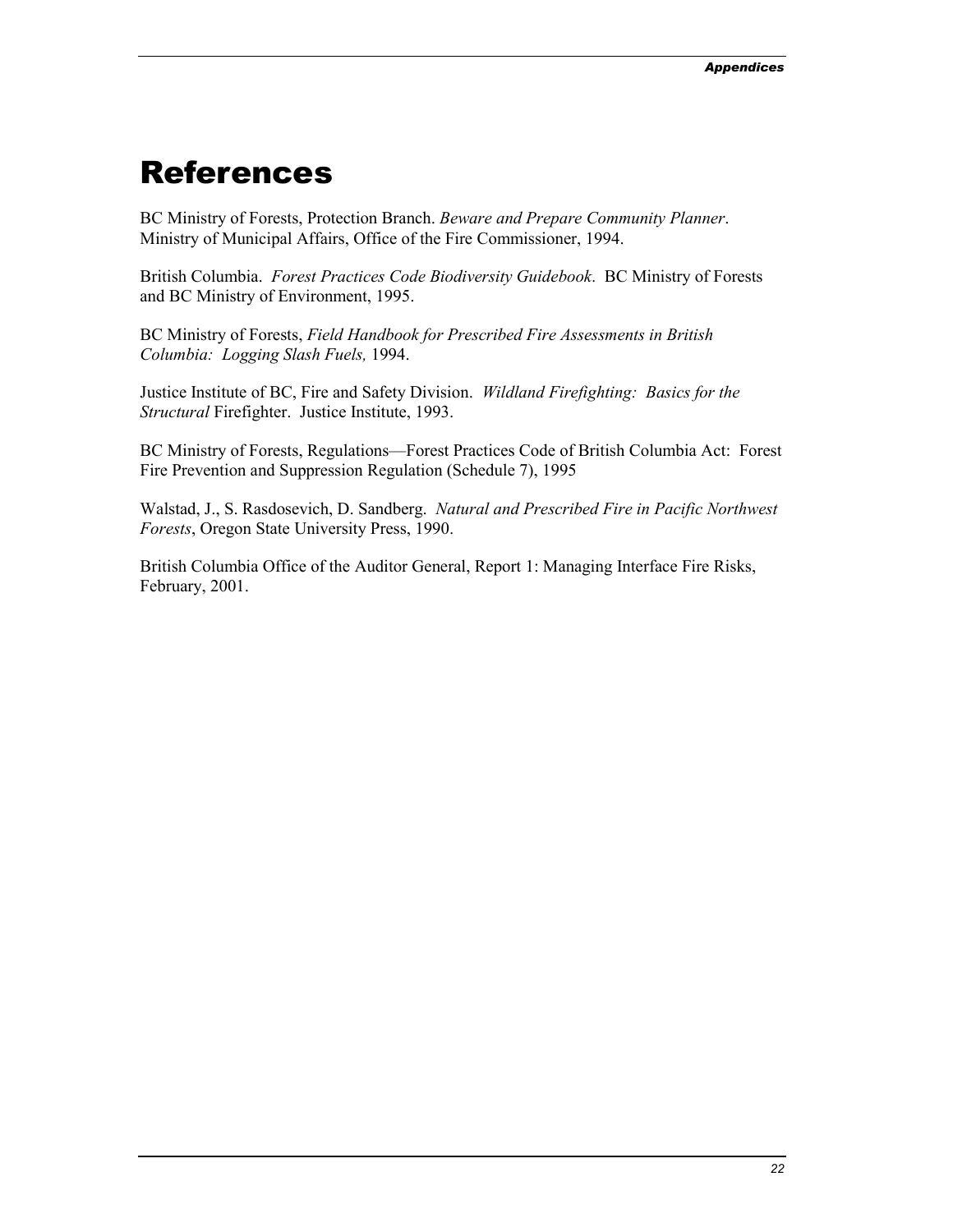# References

BC Ministry of Forests, Protection Branch. *Beware and Prepare Community Planner*. Ministry of Municipal Affairs, Office of the Fire Commissioner, 1994.

British Columbia. *Forest Practices Code Biodiversity Guidebook*. BC Ministry of Forests and BC Ministry of Environment, 1995.

BC Ministry of Forests, *Field Handbook for Prescribed Fire Assessments in British Columbia: Logging Slash Fuels,* 1994.

Justice Institute of BC, Fire and Safety Division. *Wildland Firefighting: Basics for the Structural* Firefighter. Justice Institute, 1993.

BC Ministry of Forests, Regulations—Forest Practices Code of British Columbia Act: Forest Fire Prevention and Suppression Regulation (Schedule 7), 1995

Walstad, J., S. Rasdosevich, D. Sandberg. *Natural and Prescribed Fire in Pacific Northwest Forests*, Oregon State University Press, 1990.

British Columbia Office of the Auditor General, Report 1: Managing Interface Fire Risks, February, 2001.